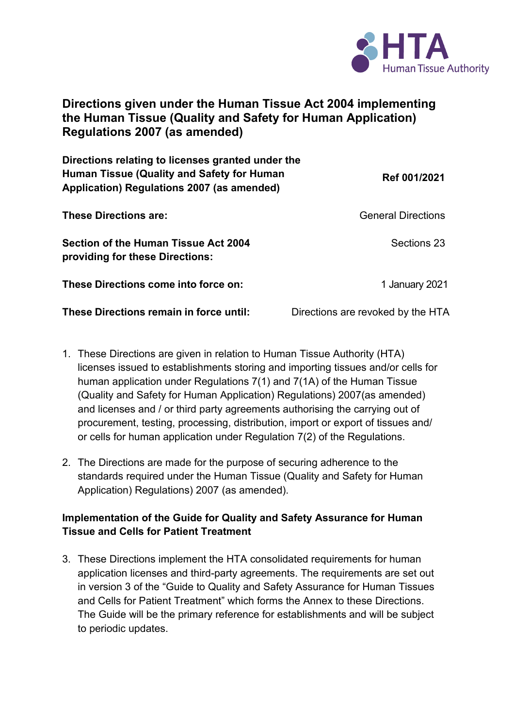HTA Human Tissue Authority

# Directions given under the Human Tissue Act 2004 implementing the Human Tissue (Quality and Safety for Human Application) Regulations 2007 (as amended)

| | |
|---|---|
| **Directions relating to licenses granted under the Human Tissue (Quality and Safety for Human Application) Regulations 2007 (as amended)** | **Ref 001/2021** |
| **These Directions are:** | General Directions |
| **Section of the Human Tissue Act 2004 providing for these Directions:** | Sections 23 |
| **These Directions come into force on:** | 1 January 2021 |
| **These Directions remain in force until:** | Directions are revoked by the HTA |

1. These Directions are given in relation to Human Tissue Authority (HTA) licenses issued to establishments storing and importing tissues and/or cells for human application under Regulations 7(1) and 7(1A) of the Human Tissue (Quality and Safety for Human Application) Regulations) 2007(as amended) and licenses and / or third party agreements authorising the carrying out of procurement, testing, processing, distribution, import or export of tissues and/ or cells for human application under Regulation 7(2) of the Regulations.

2. The Directions are made for the purpose of securing adherence to the standards required under the Human Tissue (Quality and Safety for Human Application) Regulations) 2007 (as amended).

**Implementation of the Guide for Quality and Safety Assurance for Human Tissue and Cells for Patient Treatment**

3. These Directions implement the HTA consolidated requirements for human application licenses and third-party agreements. The requirements are set out in version 3 of the "Guide to Quality and Safety Assurance for Human Tissues and Cells for Patient Treatment" which forms the Annex to these Directions. The Guide will be the primary reference for establishments and will be subject to periodic updates.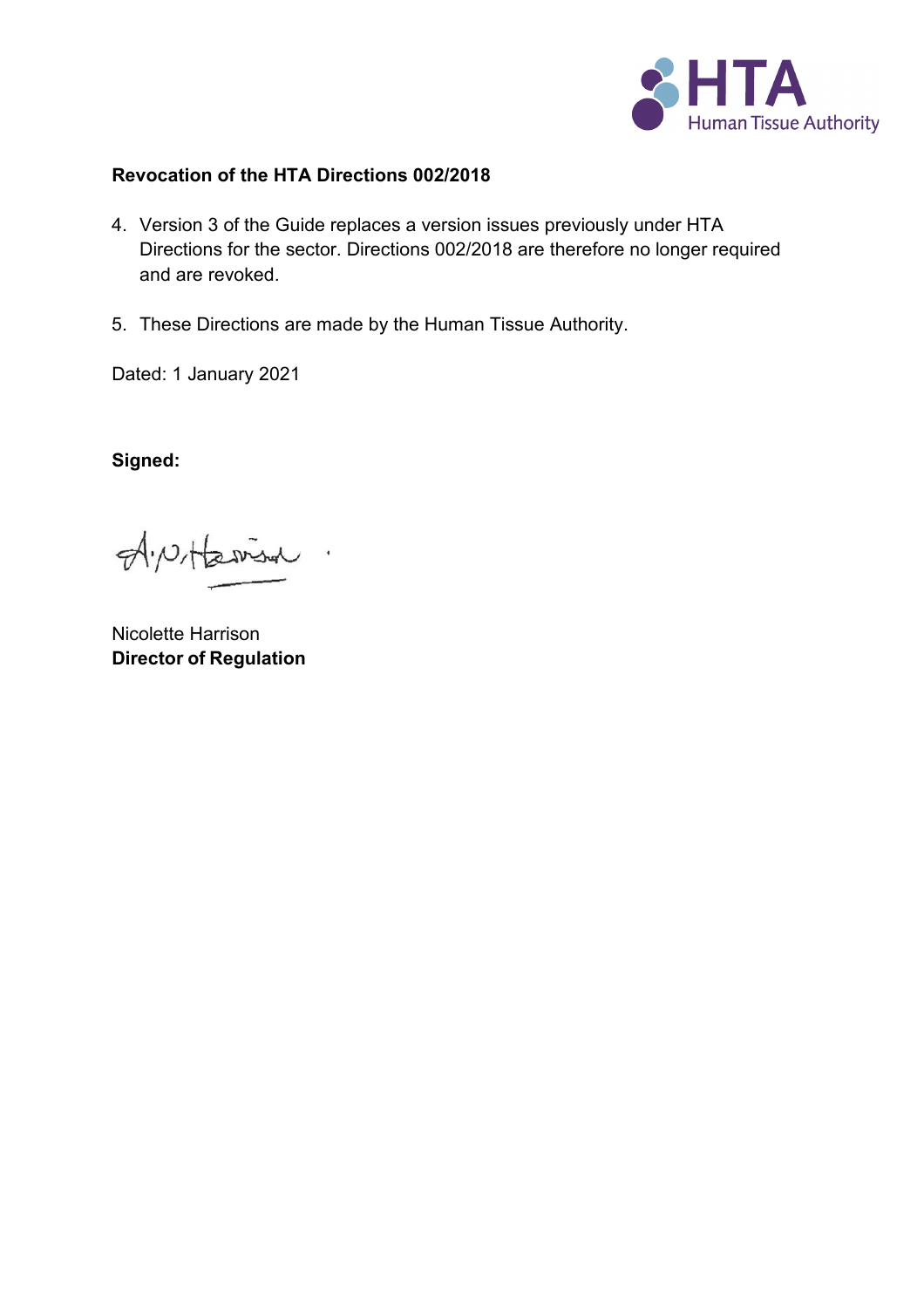**Revocation of the HTA Directions 002/2018**

4. Version 3 of the Guide replaces a version issues previously under HTA Directions for the sector. Directions 002/2018 are therefore no longer required and are revoked.

5. These Directions are made by the Human Tissue Authority.

Dated: 1 January 2021

**Signed:**

Nicolette Harrison
**Director of Regulation**